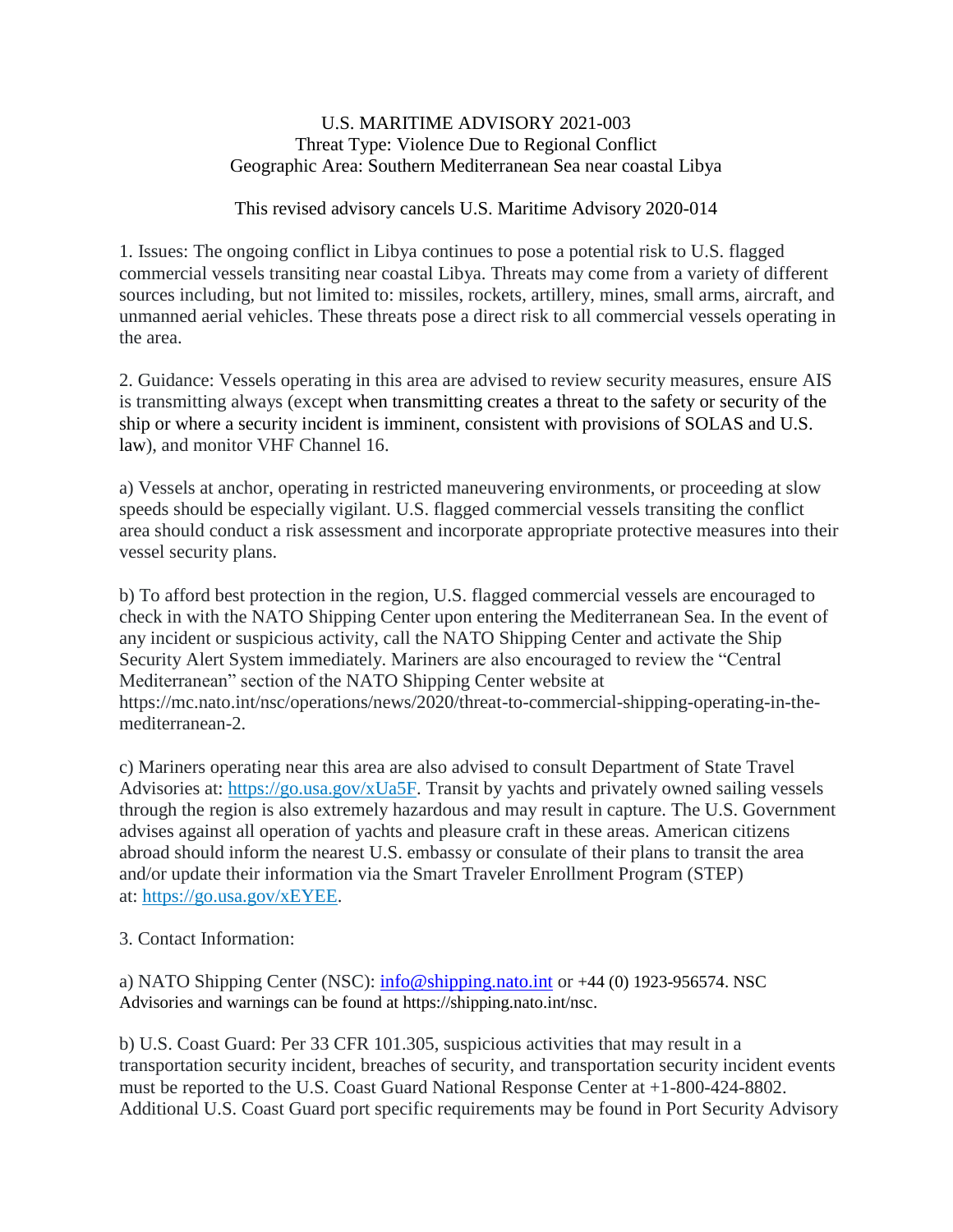# U.S. MARITIME ADVISORY 2021-003

Threat Type: Violence Due to Regional Conflict
Geographic Area: Southern Mediterranean Sea near coastal Libya

This revised advisory cancels U.S. Maritime Advisory 2020-014

1. Issues: The ongoing conflict in Libya continues to pose a potential risk to U.S. flagged commercial vessels transiting near coastal Libya. Threats may come from a variety of different sources including, but not limited to: missiles, rockets, artillery, mines, small arms, aircraft, and unmanned aerial vehicles. These threats pose a direct risk to all commercial vessels operating in the area.

2. Guidance: Vessels operating in this area are advised to review security measures, ensure AIS is transmitting always (except when transmitting creates a threat to the safety or security of the ship or where a security incident is imminent, consistent with provisions of SOLAS and U.S. law), and monitor VHF Channel 16.

a) Vessels at anchor, operating in restricted maneuvering environments, or proceeding at slow speeds should be especially vigilant. U.S. flagged commercial vessels transiting the conflict area should conduct a risk assessment and incorporate appropriate protective measures into their vessel security plans.

b) To afford best protection in the region, U.S. flagged commercial vessels are encouraged to check in with the NATO Shipping Center upon entering the Mediterranean Sea. In the event of any incident or suspicious activity, call the NATO Shipping Center and activate the Ship Security Alert System immediately. Mariners are also encouraged to review the "Central Mediterranean" section of the NATO Shipping Center website at https://mc.nato.int/nsc/operations/news/2020/threat-to-commercial-shipping-operating-in-the-mediterranean-2.

c) Mariners operating near this area are also advised to consult Department of State Travel Advisories at: https://go.usa.gov/xUa5F. Transit by yachts and privately owned sailing vessels through the region is also extremely hazardous and may result in capture. The U.S. Government advises against all operation of yachts and pleasure craft in these areas. American citizens abroad should inform the nearest U.S. embassy or consulate of their plans to transit the area and/or update their information via the Smart Traveler Enrollment Program (STEP) at: https://go.usa.gov/xEYEE.

3. Contact Information:

a) NATO Shipping Center (NSC): info@shipping.nato.int or +44 (0) 1923-956574. NSC Advisories and warnings can be found at https://shipping.nato.int/nsc.

b) U.S. Coast Guard: Per 33 CFR 101.305, suspicious activities that may result in a transportation security incident, breaches of security, and transportation security incident events must be reported to the U.S. Coast Guard National Response Center at +1-800-424-8802. Additional U.S. Coast Guard port specific requirements may be found in Port Security Advisory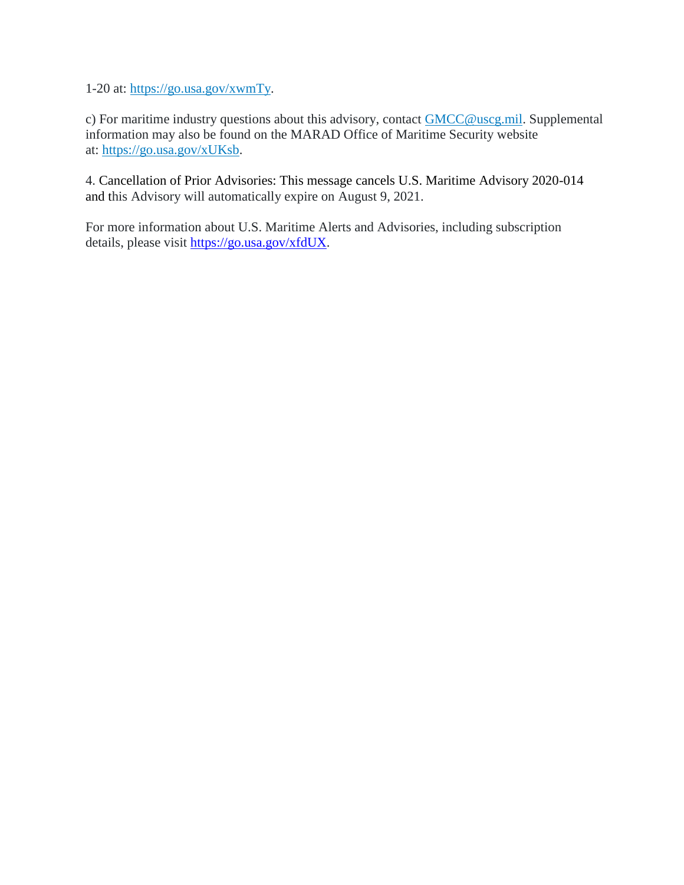1-20 at: https://go.usa.gov/xwmTy.

c) For maritime industry questions about this advisory, contact GMCC@uscg.mil. Supplemental information may also be found on the MARAD Office of Maritime Security website at: https://go.usa.gov/xUKsb.

4. Cancellation of Prior Advisories: This message cancels U.S. Maritime Advisory 2020-014 and this Advisory will automatically expire on August 9, 2021.

For more information about U.S. Maritime Alerts and Advisories, including subscription details, please visit https://go.usa.gov/xfdUX.